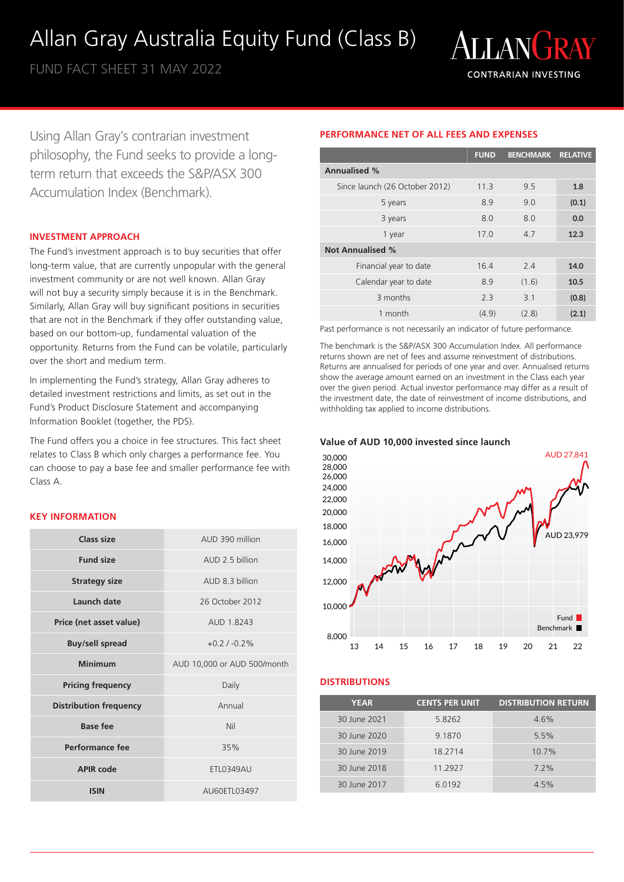# Allan Gray Australia Equity Fund (Class B)

FUND FACT SHEET 31 MAY 2022

ALLANGRAY
CONTRARIAN INVESTING

Using Allan Gray's contrarian investment philosophy, the Fund seeks to provide a long-term return that exceeds the S&P/ASX 300 Accumulation Index (Benchmark).

## INVESTMENT APPROACH

The Fund's investment approach is to buy securities that offer long-term value, that are currently unpopular with the general investment community or are not well known. Allan Gray will not buy a security simply because it is in the Benchmark. Similarly, Allan Gray will buy significant positions in securities that are not in the Benchmark if they offer outstanding value, based on our bottom-up, fundamental valuation of the opportunity. Returns from the Fund can be volatile, particularly over the short and medium term.

In implementing the Fund's strategy, Allan Gray adheres to detailed investment restrictions and limits, as set out in the Fund's Product Disclosure Statement and accompanying Information Booklet (together, the PDS).

The Fund offers you a choice in fee structures. This fact sheet relates to Class B which only charges a performance fee. You can choose to pay a base fee and smaller performance fee with Class A.

## KEY INFORMATION

| | |
|---|---|
| **Class size** | AUD 390 million |
| **Fund size** | AUD 2.5 billion |
| **Strategy size** | AUD 8.3 billion |
| **Launch date** | 26 October 2012 |
| **Price (net asset value)** | AUD 1.8243 |
| **Buy/sell spread** | +0.2 / -0.2% |
| **Minimum** | AUD 10,000 or AUD 500/month |
| **Pricing frequency** | Daily |
| **Distribution frequency** | Annual |
| **Base fee** | Nil |
| **Performance fee** | 35% |
| **APIR code** | ETL0349AU |
| **ISIN** | AU60ETL03497 |

## PERFORMANCE NET OF ALL FEES AND EXPENSES

| | FUND | BENCHMARK | RELATIVE |
|---|---|---|---|
| **Annualised %** | | | |
| Since launch (26 October 2012) | 11.3 | 9.5 | **1.8** |
| 5 years | 8.9 | 9.0 | **(0.1)** |
| 3 years | 8.0 | 8.0 | **0.0** |
| 1 year | 17.0 | 4.7 | **12.3** |
| **Not Annualised %** | | | |
| Financial year to date | 16.4 | 2.4 | **14.0** |
| Calendar year to date | 8.9 | (1.6) | **10.5** |
| 3 months | 2.3 | 3.1 | **(0.8)** |
| 1 month | (4.9) | (2.8) | **(2.1)** |

Past performance is not necessarily an indicator of future performance.

The benchmark is the S&P/ASX 300 Accumulation Index. All performance returns shown are net of fees and assume reinvestment of distributions. Returns are annualised for periods of one year and over. Annualised returns show the average amount earned on an investment in the Class each year over the given period. Actual investor performance may differ as a result of the investment date, the date of reinvestment of income distributions, and withholding tax applied to income distributions.

**Value of AUD 10,000 invested since launch**

Fund: AUD 27,841
Benchmark: AUD 23,979

## DISTRIBUTIONS

| YEAR | CENTS PER UNIT | DISTRIBUTION RETURN |
|---|---|---|
| 30 June 2021 | 5.8262 | 4.6% |
| 30 June 2020 | 9.1870 | 5.5% |
| 30 June 2019 | 18.2714 | 10.7% |
| 30 June 2018 | 11.2927 | 7.2% |
| 30 June 2017 | 6.0192 | 4.5% |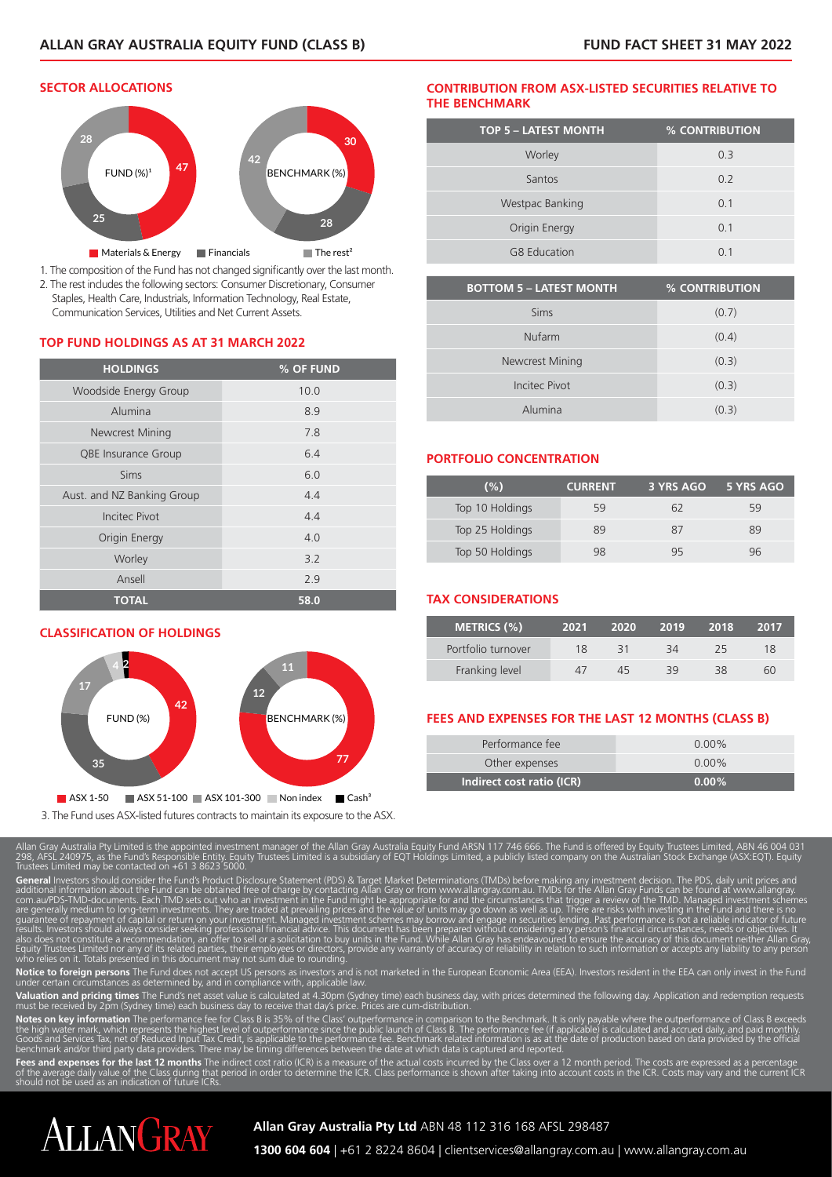## SECTOR ALLOCATIONS

FUND (%)[1]
47
25
28

BENCHMARK (%)
30
28
42

Materials & Energy | Financials | The rest[2]

1. The composition of the Fund has not changed significantly over the last month.
2. The rest includes the following sectors: Consumer Discretionary, Consumer Staples, Health Care, Industrials, Information Technology, Real Estate, Communication Services, Utilities and Net Current Assets.

## TOP FUND HOLDINGS AS AT 31 MARCH 2022

| HOLDINGS | % OF FUND |
|---|---|
| Woodside Energy Group | 10.0 |
| Alumina | 8.9 |
| Newcrest Mining | 7.8 |
| QBE Insurance Group | 6.4 |
| Sims | 6.0 |
| Aust. and NZ Banking Group | 4.4 |
| Incitec Pivot | 4.4 |
| Origin Energy | 4.0 |
| Worley | 3.2 |
| Ansell | 2.9 |
| **TOTAL** | **58.0** |

## CLASSIFICATION OF HOLDINGS

FUND (%)
42
35
17
4
2

BENCHMARK (%)
77
12
11

ASX 1-50 | ASX 51-100 | ASX 101-300 | Non index | Cash[3]

3. The Fund uses ASX-listed futures contracts to maintain its exposure to the ASX.

## CONTRIBUTION FROM ASX-LISTED SECURITIES RELATIVE TO THE BENCHMARK

| TOP 5 – LATEST MONTH | % CONTRIBUTION |
|---|---|
| Worley | 0.3 |
| Santos | 0.2 |
| Westpac Banking | 0.1 |
| Origin Energy | 0.1 |
| G8 Education | 0.1 |

| BOTTOM 5 – LATEST MONTH | % CONTRIBUTION |
|---|---|
| Sims | (0.7) |
| Nufarm | (0.4) |
| Newcrest Mining | (0.3) |
| Incitec Pivot | (0.3) |
| Alumina | (0.3) |

## PORTFOLIO CONCENTRATION

| (%) | CURRENT | 3 YRS AGO | 5 YRS AGO |
|---|---|---|---|
| Top 10 Holdings | 59 | 62 | 59 |
| Top 25 Holdings | 89 | 87 | 89 |
| Top 50 Holdings | 98 | 95 | 96 |

## TAX CONSIDERATIONS

| METRICS (%) | 2021 | 2020 | 2019 | 2018 | 2017 |
|---|---|---|---|---|---|
| Portfolio turnover | 18 | 31 | 34 | 25 | 18 |
| Franking level | 47 | 45 | 39 | 38 | 60 |

## FEES AND EXPENSES FOR THE LAST 12 MONTHS (CLASS B)

| | |
|---|---|
| Performance fee | 0.00% |
| Other expenses | 0.00% |
| **Indirect cost ratio (ICR)** | **0.00%** |

Allan Gray Australia Pty Limited is the appointed investment manager of the Allan Gray Australia Equity Fund ARSN 117 746 666. The Fund is offered by Equity Trustees Limited, ABN 46 004 031 298, AFSL 240975, as the Fund's Responsible Entity. Equity Trustees Limited is a subsidiary of EQT Holdings Limited, a publicly listed company on the Australian Stock Exchange (ASX:EQT). Equity Trustees Limited may be contacted on +61 3 8623 5000.

**General** Investors should consider the Fund's Product Disclosure Statement (PDS) & Target Market Determinations (TMDs) before making any investment decision. The PDS, daily unit prices and additional information about the Fund can be obtained free of charge by contacting Allan Gray or from www.allangray.com.au. TMDs for the Allan Gray Funds can be found at www.allangray.com.au/PDS-TMD-documents. Each TMD sets out who an investment in the Fund might be appropriate for and the circumstances that trigger a review of the TMD. Managed investment schemes are generally medium to long-term investments. They are traded at prevailing prices and the value of units may go down as well as up. There are risks with investing in the Fund and there is no guarantee of repayment of capital or return on your investment. Managed investment schemes may borrow and engage in securities lending. Past performance is not a reliable indicator of future results. Investors should always consider seeking professional financial advice. This document has been prepared without considering any person's financial circumstances, needs or objectives. It also does not constitute a recommendation, an offer to sell or a solicitation to buy units in the Fund. While Allan Gray has endeavoured to ensure the accuracy of this document neither Allan Gray, Equity Trustees Limited nor any of its related parties, their employees or directors, provide any warranty of accuracy or reliability in relation to such information or accepts any liability to any person who relies on it. Totals presented in this document may not sum due to rounding.

**Notice to foreign persons** The Fund does not accept US persons as investors and is not marketed in the European Economic Area (EEA). Investors resident in the EEA can only invest in the Fund under certain circumstances as determined by, and in compliance with, applicable law.

**Valuation and pricing times** The Fund's net asset value is calculated at 4.30pm (Sydney time) each business day, with prices determined the following day. Application and redemption requests must be received by 2pm (Sydney time) each business day to receive that day's price. Prices are cum-distribution.

**Notes on key information** The performance fee for Class B is 35% of the Class' outperformance in comparison to the Benchmark. It is only payable where the outperformance of Class B exceeds the high water mark, which represents the highest level of outperformance since the public launch of Class B. The performance fee (if applicable) is calculated and accrued daily, and paid monthly. Goods and Services Tax, net of Reduced Input Tax Credit, is applicable to the performance fee. Benchmark related information is as at the date of production based on data provided by the official benchmark and/or third party data providers. There may be timing differences between the date at which data is captured and reported.

**Fees and expenses for the last 12 months** The indirect cost ratio (ICR) is a measure of the actual costs incurred by the Class over a 12 month period. The costs are expressed as a percentage of the average daily value of the Class during that period in order to determine the ICR. Class performance is shown after taking into account costs in the ICR. Costs may vary and the current ICR should not be used as an indication of future ICRs.

ALLANGRAY

**Allan Gray Australia Pty Ltd** ABN 48 112 316 168 AFSL 298487

**1300 604 604** | +61 2 8224 8604 | clientservices@allangray.com.au | www.allangray.com.au